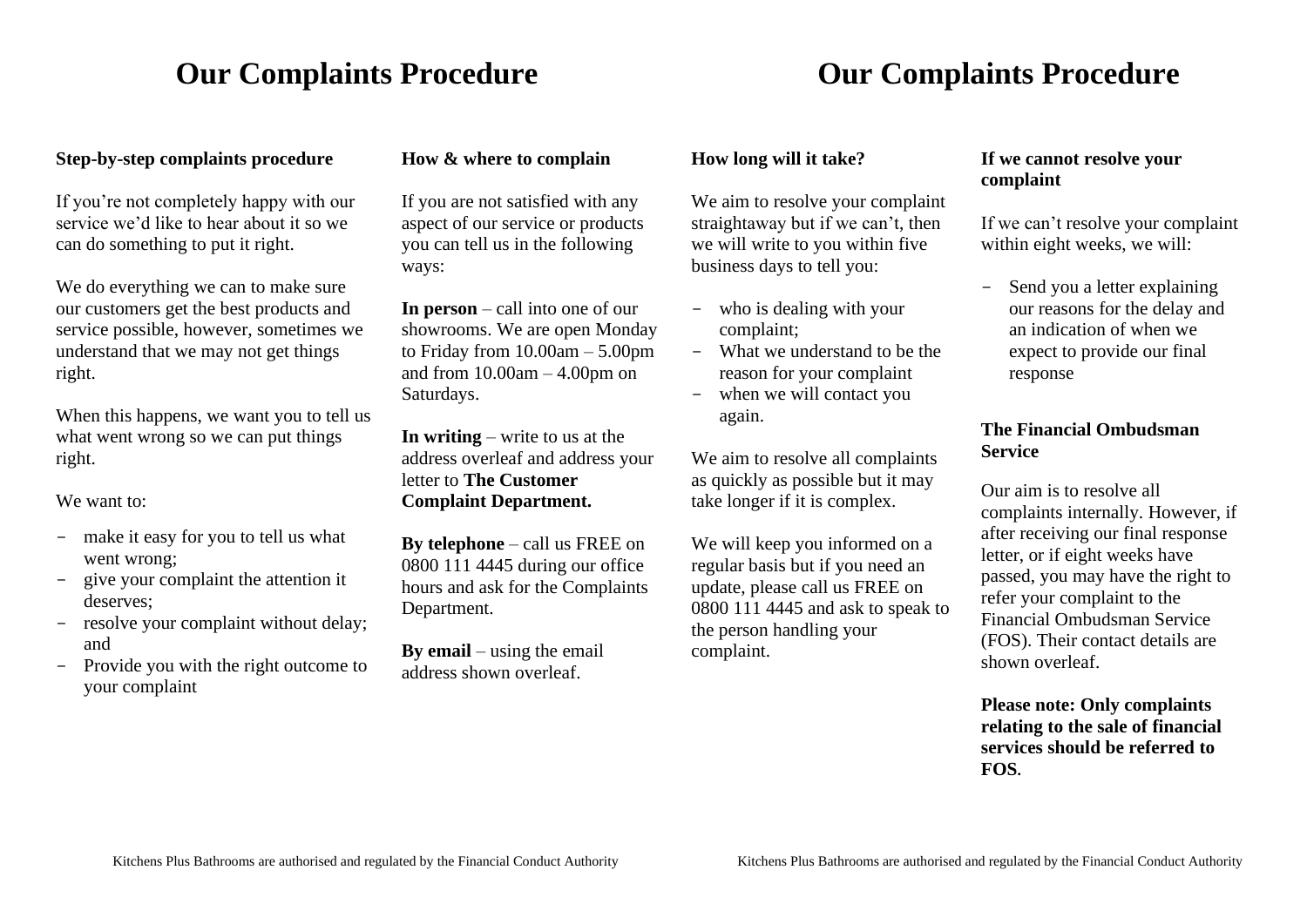# Our Complaints Procedure

**Step-by-step complaints procedure**

If you're not completely happy with our service we'd like to hear about it so we can do something to put it right.

We do everything we can to make sure our customers get the best products and service possible, however, sometimes we understand that we may not get things right.

When this happens, we want you to tell us what went wrong so we can put things right.

We want to:

- make it easy for you to tell us what went wrong;
- give your complaint the attention it deserves;
- resolve your complaint without delay; and
- Provide you with the right outcome to your complaint

**How & where to complain**

If you are not satisfied with any aspect of our service or products you can tell us in the following ways:

**In person** – call into one of our showrooms. We are open Monday to Friday from 10.00am – 5.00pm and from 10.00am – 4.00pm on Saturdays.

**In writing** – write to us at the address overleaf and address your letter to **The Customer Complaint Department.**

**By telephone** – call us FREE on 0800 111 4445 during our office hours and ask for the Complaints Department.

**By email** – using the email address shown overleaf.

Kitchens Plus Bathrooms are authorised and regulated by the Financial Conduct Authority

# Our Complaints Procedure

**How long will it take?**

We aim to resolve your complaint straightaway but if we can't, then we will write to you within five business days to tell you:

- who is dealing with your complaint;
- What we understand to be the reason for your complaint
- when we will contact you again.

We aim to resolve all complaints as quickly as possible but it may take longer if it is complex.

We will keep you informed on a regular basis but if you need an update, please call us FREE on 0800 111 4445 and ask to speak to the person handling your complaint.

**If we cannot resolve your complaint**

If we can't resolve your complaint within eight weeks, we will:

- Send you a letter explaining our reasons for the delay and an indication of when we expect to provide our final response

**The Financial Ombudsman Service**

Our aim is to resolve all complaints internally. However, if after receiving our final response letter, or if eight weeks have passed, you may have the right to refer your complaint to the Financial Ombudsman Service (FOS). Their contact details are shown overleaf.

**Please note: Only complaints relating to the sale of financial services should be referred to FOS**.

Kitchens Plus Bathrooms are authorised and regulated by the Financial Conduct Authority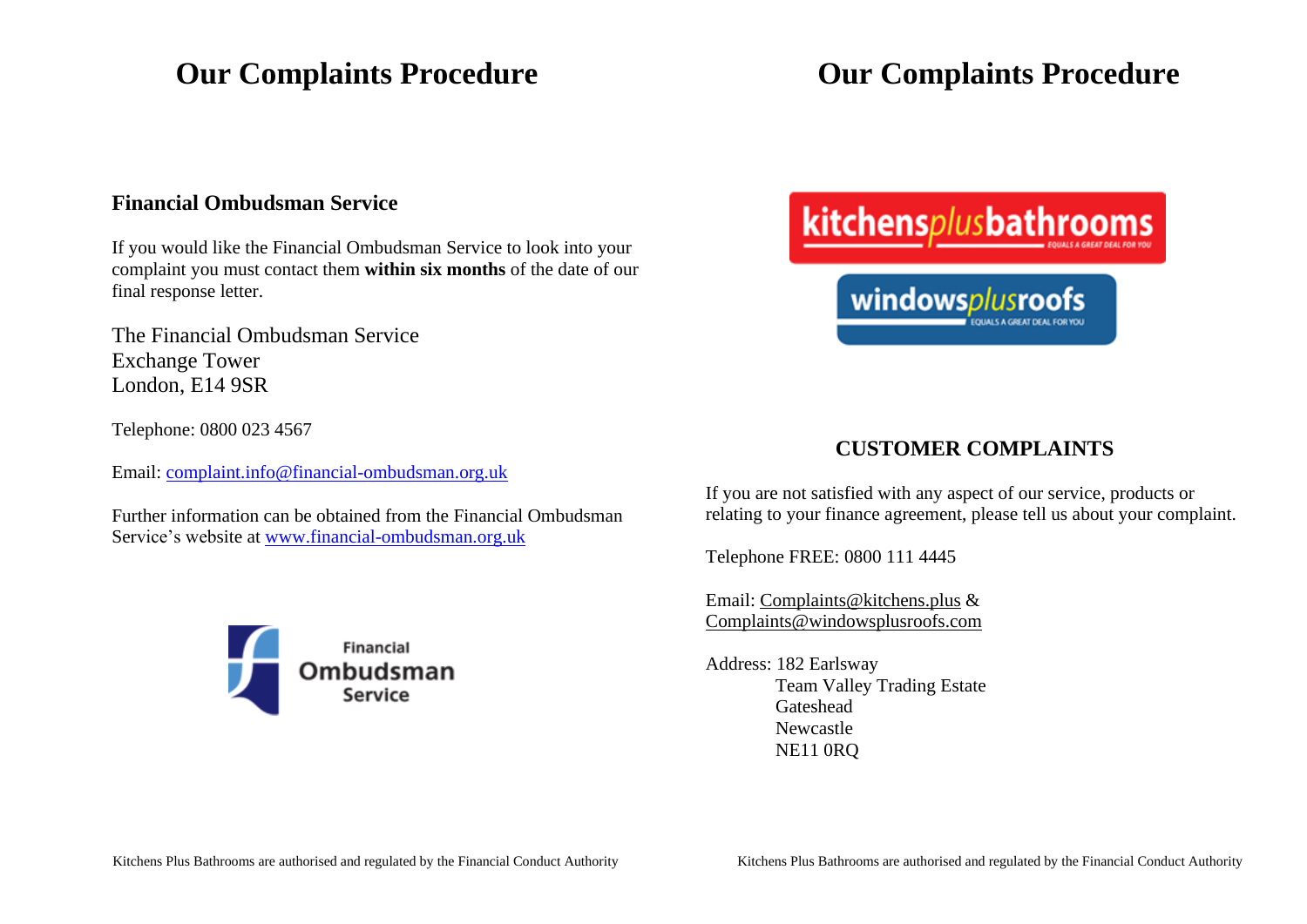# Our Complaints Procedure

## Financial Ombudsman Service

If you would like the Financial Ombudsman Service to look into your complaint you must contact them **within six months** of the date of our final response letter.

The Financial Ombudsman Service
Exchange Tower
London, E14 9SR

Telephone: 0800 023 4567

Email: complaint.info@financial-ombudsman.org.uk

Further information can be obtained from the Financial Ombudsman Service's website at www.financial-ombudsman.org.uk

Financial Ombudsman Service

Kitchens Plus Bathrooms are authorised and regulated by the Financial Conduct Authority

# Our Complaints Procedure

kitchensplusbathrooms EQUALS A GREAT DEAL FOR YOU

windowsplusroofs EQUALS A GREAT DEAL FOR YOU

## CUSTOMER COMPLAINTS

If you are not satisfied with any aspect of our service, products or relating to your finance agreement, please tell us about your complaint.

Telephone FREE: 0800 111 4445

Email: Complaints@kitchens.plus & Complaints@windowsplusroofs.com

Address: 182 Earlsway
Team Valley Trading Estate
Gateshead
Newcastle
NE11 0RQ

Kitchens Plus Bathrooms are authorised and regulated by the Financial Conduct Authority